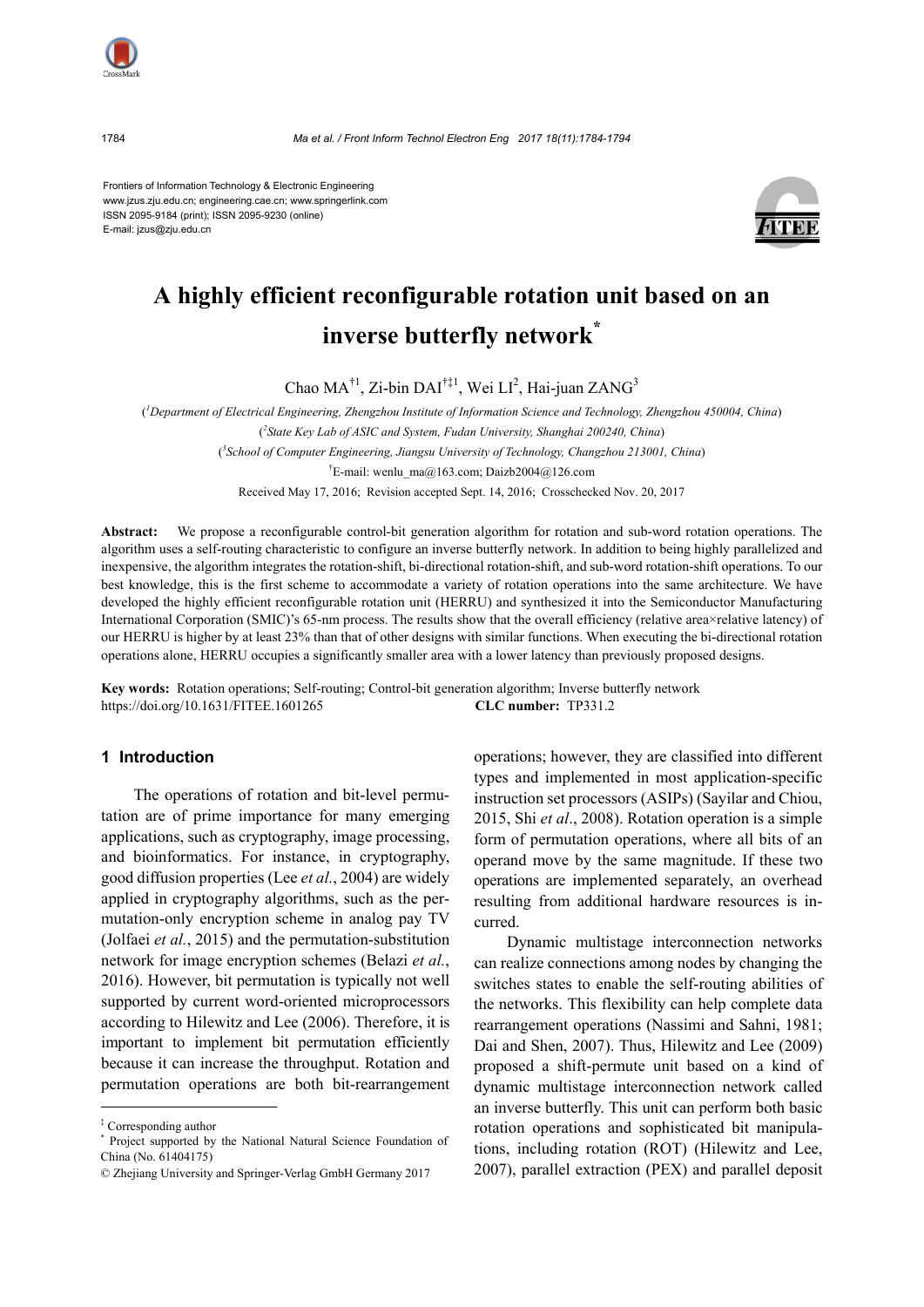Frontiers of Information Technology & Electronic Engineering
www.jzus.zju.edu.cn; engineering.cae.cn; www.springerlink.com
ISSN 2095-9184 (print); ISSN 2095-9230 (online)
E-mail: jzus@zju.edu.cn

# A highly efficient reconfigurable rotation unit based on an inverse butterfly network*

Chao MA[†1], Zi-bin DAI[†‡1], Wei LI[2], Hai-juan ZANG[3]

([1]Department of Electrical Engineering, Zhengzhou Institute of Information Science and Technology, Zhengzhou 450004, China)

([2]State Key Lab of ASIC and System, Fudan University, Shanghai 200240, China)

([3]School of Computer Engineering, Jiangsu University of Technology, Changzhou 213001, China)

[†]E-mail: wenlu_ma@163.com; Daizb2004@126.com

Received May 17, 2016; Revision accepted Sept. 14, 2016; Crosschecked Nov. 20, 2017

**Abstract:** We propose a reconfigurable control-bit generation algorithm for rotation and sub-word rotation operations. The algorithm uses a self-routing characteristic to configure an inverse butterfly network. In addition to being highly parallelized and inexpensive, the algorithm integrates the rotation-shift, bi-directional rotation-shift, and sub-word rotation-shift operations. To our best knowledge, this is the first scheme to accommodate a variety of rotation operations into the same architecture. We have developed the highly efficient reconfigurable rotation unit (HERRU) and synthesized it into the Semiconductor Manufacturing International Corporation (SMIC)'s 65-nm process. The results show that the overall efficiency (relative area×relative latency) of our HERRU is higher by at least 23% than that of other designs with similar functions. When executing the bi-directional rotation operations alone, HERRU occupies a significantly smaller area with a lower latency than previously proposed designs.

**Key words:** Rotation operations; Self-routing; Control-bit generation algorithm; Inverse butterfly network
https://doi.org/10.1631/FITEE.1601265 **CLC number:** TP331.2

## 1 Introduction

The operations of rotation and bit-level permutation are of prime importance for many emerging applications, such as cryptography, image processing, and bioinformatics. For instance, in cryptography, good diffusion properties (Lee *et al.*, 2004) are widely applied in cryptography algorithms, such as the permutation-only encryption scheme in analog pay TV (Jolfaei *et al.*, 2015) and the permutation-substitution network for image encryption schemes (Belazi *et al.*, 2016). However, bit permutation is typically not well supported by current word-oriented microprocessors according to Hilewitz and Lee (2006). Therefore, it is important to implement bit permutation efficiently because it can increase the throughput. Rotation and permutation operations are both bit-rearrangement operations; however, they are classified into different types and implemented in most application-specific instruction set processors (ASIPs) (Sayilar and Chiou, 2015, Shi *et al*., 2008). Rotation operation is a simple form of permutation operations, where all bits of an operand move by the same magnitude. If these two operations are implemented separately, an overhead resulting from additional hardware resources is incurred.

Dynamic multistage interconnection networks can realize connections among nodes by changing the switches states to enable the self-routing abilities of the networks. This flexibility can help complete data rearrangement operations (Nassimi and Sahni, 1981; Dai and Shen, 2007). Thus, Hilewitz and Lee (2009) proposed a shift-permute unit based on a kind of dynamic multistage interconnection network called an inverse butterfly. This unit can perform both basic rotation operations and sophisticated bit manipulations, including rotation (ROT) (Hilewitz and Lee, 2007), parallel extraction (PEX) and parallel deposit

---

‡ Corresponding author

* Project supported by the National Natural Science Foundation of China (No. 61404175)

© Zhejiang University and Springer-Verlag GmbH Germany 2017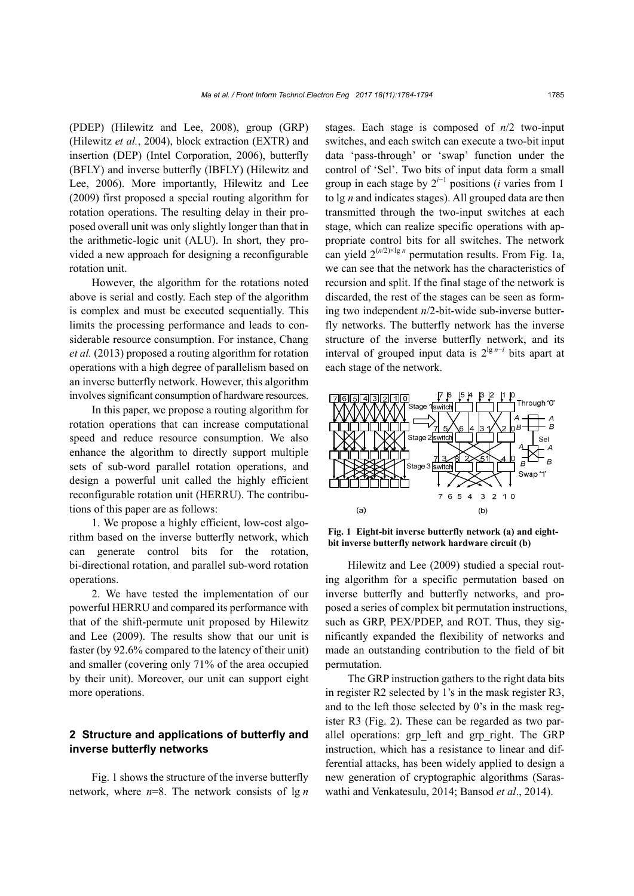(PDEP) (Hilewitz and Lee, 2008), group (GRP) (Hilewitz *et al.*, 2004), block extraction (EXTR) and insertion (DEP) (Intel Corporation, 2006), butterfly (BFLY) and inverse butterfly (IBFLY) (Hilewitz and Lee, 2006). More importantly, Hilewitz and Lee (2009) first proposed a special routing algorithm for rotation operations. The resulting delay in their proposed overall unit was only slightly longer than that in the arithmetic-logic unit (ALU). In short, they provided a new approach for designing a reconfigurable rotation unit.

However, the algorithm for the rotations noted above is serial and costly. Each step of the algorithm is complex and must be executed sequentially. This limits the processing performance and leads to considerable resource consumption. For instance, Chang *et al.* (2013) proposed a routing algorithm for rotation operations with a high degree of parallelism based on an inverse butterfly network. However, this algorithm involves significant consumption of hardware resources.

In this paper, we propose a routing algorithm for rotation operations that can increase computational speed and reduce resource consumption. We also enhance the algorithm to directly support multiple sets of sub-word parallel rotation operations, and design a powerful unit called the highly efficient reconfigurable rotation unit (HERRU). The contributions of this paper are as follows:

1. We propose a highly efficient, low-cost algorithm based on the inverse butterfly network, which can generate control bits for the rotation, bi-directional rotation, and parallel sub-word rotation operations.

2. We have tested the implementation of our powerful HERRU and compared its performance with that of the shift-permute unit proposed by Hilewitz and Lee (2009). The results show that our unit is faster (by 92.6% compared to the latency of their unit) and smaller (covering only 71% of the area occupied by their unit). Moreover, our unit can support eight more operations.

## 2 Structure and applications of butterfly and inverse butterfly networks

Fig. 1 shows the structure of the inverse butterfly network, where $n$=8. The network consists of $\lg n$ stages. Each stage is composed of $n/2$ two-input switches, and each switch can execute a two-bit input data 'pass-through' or 'swap' function under the control of 'Sel'. Two bits of input data form a small group in each stage by $2^{i-1}$ positions ($i$ varies from 1 to $\lg n$ and indicates stages). All grouped data are then transmitted through the two-input switches at each stage, which can realize specific operations with appropriate control bits for all switches. The network can yield $2^{(n/2)\times\lg n}$ permutation results. From Fig. 1a, we can see that the network has the characteristics of recursion and split. If the final stage of the network is discarded, the rest of the stages can be seen as forming two independent $n/2$-bit-wide sub-inverse butterfly networks. The butterfly network has the inverse structure of the inverse butterfly network, and its interval of grouped input data is $2^{\lg n-i}$ bits apart at each stage of the network.

**Fig. 1 Eight-bit inverse butterfly network (a) and eight-bit inverse butterfly network hardware circuit (b)**

Hilewitz and Lee (2009) studied a special routing algorithm for a specific permutation based on inverse butterfly and butterfly networks, and proposed a series of complex bit permutation instructions, such as GRP, PEX/PDEP, and ROT. Thus, they significantly expanded the flexibility of networks and made an outstanding contribution to the field of bit permutation.

The GRP instruction gathers to the right data bits in register R2 selected by 1's in the mask register R3, and to the left those selected by 0's in the mask register R3 (Fig. 2). These can be regarded as two parallel operations: grp_left and grp_right. The GRP instruction, which has a resistance to linear and differential attacks, has been widely applied to design a new generation of cryptographic algorithms (Saraswathi and Venkatesulu, 2014; Bansod *et al*., 2014).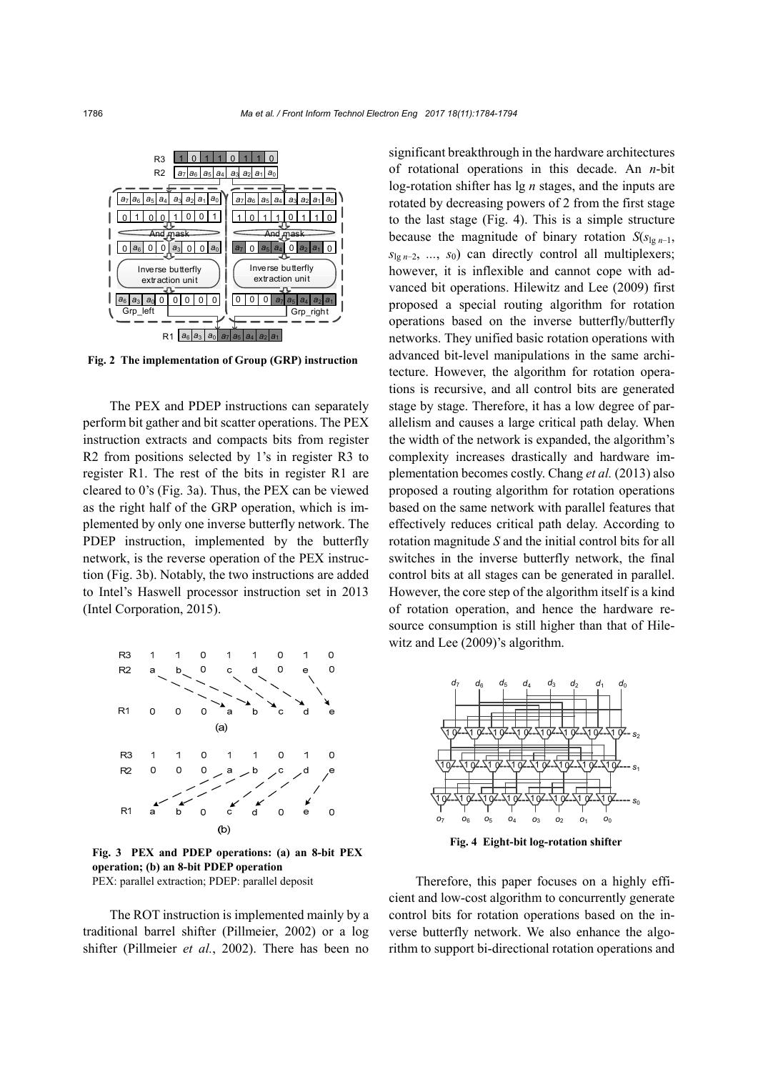Fig. 2 The implementation of Group (GRP) instruction

The PEX and PDEP instructions can separately perform bit gather and bit scatter operations. The PEX instruction extracts and compacts bits from register R2 from positions selected by 1's in register R3 to register R1. The rest of the bits in register R1 are cleared to 0's (Fig. 3a). Thus, the PEX can be viewed as the right half of the GRP operation, which is implemented by only one inverse butterfly network. The PDEP instruction, implemented by the butterfly network, is the reverse operation of the PEX instruction (Fig. 3b). Notably, the two instructions are added to Intel's Haswell processor instruction set in 2013 (Intel Corporation, 2015).

Fig. 3 PEX and PDEP operations: (a) an 8-bit PEX operation; (b) an 8-bit PDEP operation
PEX: parallel extraction; PDEP: parallel deposit

The ROT instruction is implemented mainly by a traditional barrel shifter (Pillmeier, 2002) or a log shifter (Pillmeier *et al.*, 2002). There has been no significant breakthrough in the hardware architectures of rotational operations in this decade. An $n$-bit log-rotation shifter has lg $n$ stages, and the inputs are rotated by decreasing powers of 2 from the first stage to the last stage (Fig. 4). This is a simple structure because the magnitude of binary rotation $S(s_{\lg n-1}, s_{\lg n-2}, \ldots, s_0)$ can directly control all multiplexers; however, it is inflexible and cannot cope with advanced bit operations. Hilewitz and Lee (2009) first proposed a special routing algorithm for rotation operations based on the inverse butterfly/butterfly networks. They unified basic rotation operations with advanced bit-level manipulations in the same architecture. However, the algorithm for rotation operations is recursive, and all control bits are generated stage by stage. Therefore, it has a low degree of parallelism and causes a large critical path delay. When the width of the network is expanded, the algorithm's complexity increases drastically and hardware implementation becomes costly. Chang *et al.* (2013) also proposed a routing algorithm for rotation operations based on the same network with parallel features that effectively reduces critical path delay. According to rotation magnitude $S$ and the initial control bits for all switches in the inverse butterfly network, the final control bits at all stages can be generated in parallel. However, the core step of the algorithm itself is a kind of rotation operation, and hence the hardware resource consumption is still higher than that of Hilewitz and Lee (2009)'s algorithm.

Fig. 4 Eight-bit log-rotation shifter

Therefore, this paper focuses on a highly efficient and low-cost algorithm to concurrently generate control bits for rotation operations based on the inverse butterfly network. We also enhance the algorithm to support bi-directional rotation operations and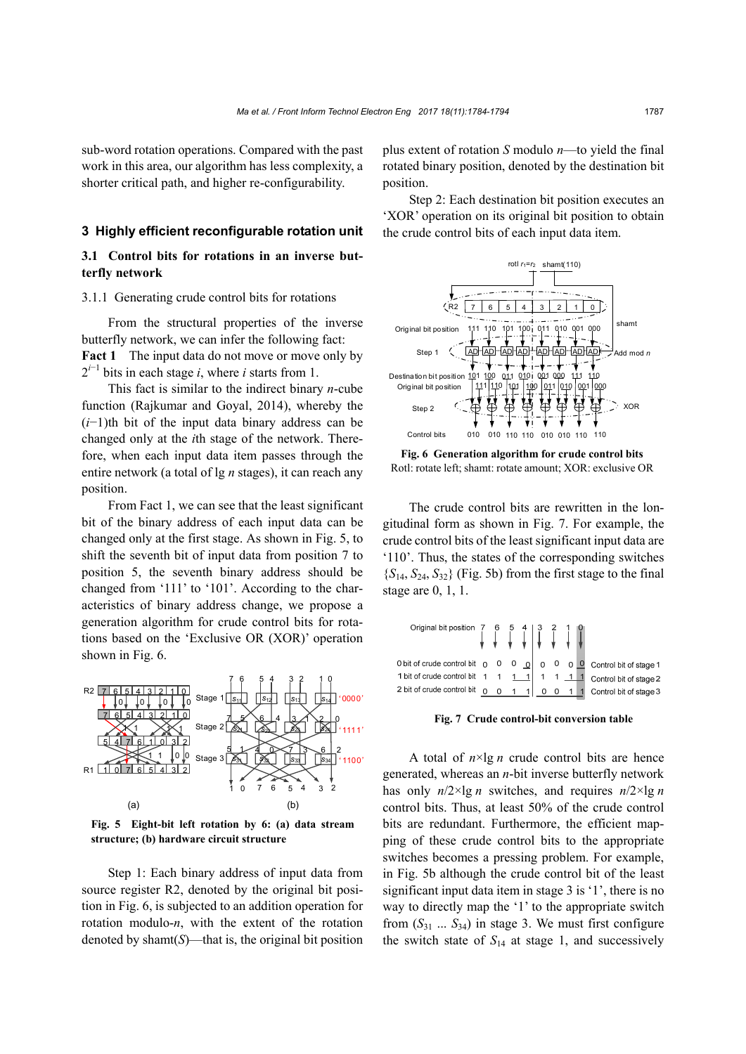sub-word rotation operations. Compared with the past work in this area, our algorithm has less complexity, a shorter critical path, and higher re-configurability.

## 3 Highly efficient reconfigurable rotation unit

### 3.1 Control bits for rotations in an inverse butterfly network

#### 3.1.1 Generating crude control bits for rotations

From the structural properties of the inverse butterfly network, we can infer the following fact:

**Fact 1** The input data do not move or move only by $2^{i-1}$ bits in each stage $i$, where $i$ starts from 1.

This fact is similar to the indirect binary $n$-cube function (Rajkumar and Goyal, 2014), whereby the $(i-1)$th bit of the input data binary address can be changed only at the $i$th stage of the network. Therefore, when each input data item passes through the entire network (a total of lg $n$ stages), it can reach any position.

From Fact 1, we can see that the least significant bit of the binary address of each input data can be changed only at the first stage. As shown in Fig. 5, to shift the seventh bit of input data from position 7 to position 5, the seventh binary address should be changed from '111' to '101'. According to the characteristics of binary address change, we propose a generation algorithm for crude control bits for rotations based on the 'Exclusive OR (XOR)' operation shown in Fig. 6.

**Fig. 5 Eight-bit left rotation by 6: (a) data stream structure; (b) hardware circuit structure**

Step 1: Each binary address of input data from source register R2, denoted by the original bit position in Fig. 6, is subjected to an addition operation for rotation modulo-$n$, with the extent of the rotation denoted by shamt($S$)—that is, the original bit position plus extent of rotation $S$ modulo $n$—to yield the final rotated binary position, denoted by the destination bit position.

Step 2: Each destination bit position executes an 'XOR' operation on its original bit position to obtain the crude control bits of each input data item.

**Fig. 6 Generation algorithm for crude control bits**
Rotl: rotate left; shamt: rotate amount; XOR: exclusive OR

The crude control bits are rewritten in the longitudinal form as shown in Fig. 7. For example, the crude control bits of the least significant input data are '110'. Thus, the states of the corresponding switches {$S_{14}$, $S_{24}$, $S_{32}$} (Fig. 5b) from the first stage to the final stage are 0, 1, 1.

| Original bit position | 7 | 6 | 5 | 4 | 3 | 2 | 1 | 0 | |
|---|---|---|---|---|---|---|---|---|---|
| 0 bit of crude control bit | 0 | 0 | 0 | 0 | 0 | 0 | 0 | 0 | Control bit of stage 1 |
| 1 bit of crude control bit | 1 | 1 | 1 | 1 | 1 | 1 | 1 | 1 | Control bit of stage 2 |
| 2 bit of crude control bit | 0 | 0 | 1 | 1 | 0 | 0 | 1 | 1 | Control bit of stage 3 |

**Fig. 7 Crude control-bit conversion table**

A total of $n\times$lg $n$ crude control bits are hence generated, whereas an $n$-bit inverse butterfly network has only $n/2\times$lg $n$ switches, and requires $n/2\times$lg $n$ control bits. Thus, at least 50% of the crude control bits are redundant. Furthermore, the efficient mapping of these crude control bits to the appropriate switches becomes a pressing problem. For example, in Fig. 5b although the crude control bit of the least significant input data item in stage 3 is '1', there is no way to directly map the '1' to the appropriate switch from ($S_{31}$ ... $S_{34}$) in stage 3. We must first configure the switch state of $S_{14}$ at stage 1, and successively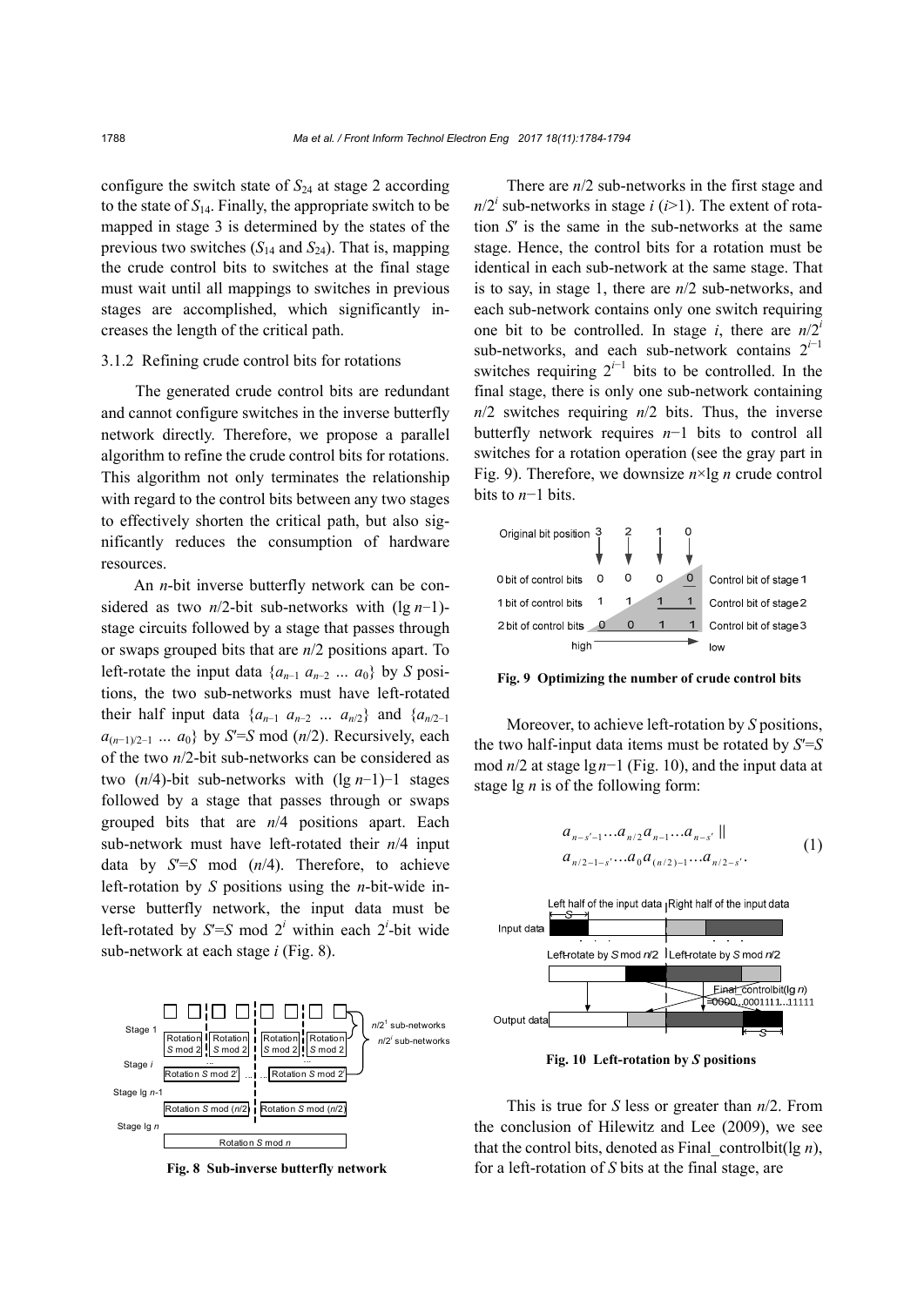configure the switch state of $S_{24}$ at stage 2 according to the state of $S_{14}$. Finally, the appropriate switch to be mapped in stage 3 is determined by the states of the previous two switches ($S_{14}$ and $S_{24}$). That is, mapping the crude control bits to switches at the final stage must wait until all mappings to switches in previous stages are accomplished, which significantly increases the length of the critical path.

#### 3.1.2 Refining crude control bits for rotations

The generated crude control bits are redundant and cannot configure switches in the inverse butterfly network directly. Therefore, we propose a parallel algorithm to refine the crude control bits for rotations. This algorithm not only terminates the relationship with regard to the control bits between any two stages to effectively shorten the critical path, but also significantly reduces the consumption of hardware resources.

An $n$-bit inverse butterfly network can be considered as two $n/2$-bit sub-networks with $(\lg n-1)$-stage circuits followed by a stage that passes through or swaps grouped bits that are $n/2$ positions apart. To left-rotate the input data $\{a_{n-1}\ a_{n-2}\ \ldots\ a_0\}$ by $S$ positions, the two sub-networks must have left-rotated their half input data $\{a_{n-1}\ a_{n-2}\ \ldots\ a_{n/2}\}$ and $\{a_{n/2-1}\ a_{(n-1)/2-1}\ \ldots\ a_0\}$ by $S'=S \bmod (n/2)$. Recursively, each of the two $n/2$-bit sub-networks can be considered as two $(n/4)$-bit sub-networks with $(\lg n-1)-1$ stages followed by a stage that passes through or swaps grouped bits that are $n/4$ positions apart. Each sub-network must have left-rotated their $n/4$ input data by $S'=S \bmod (n/4)$. Therefore, to achieve left-rotation by $S$ positions using the $n$-bit-wide inverse butterfly network, the input data must be left-rotated by $S'=S \bmod 2^i$ within each $2^i$-bit wide sub-network at each stage $i$ (Fig. 8).

**Fig. 8 Sub-inverse butterfly network**

There are $n/2$ sub-networks in the first stage and $n/2^i$ sub-networks in stage $i$ ($i$>1). The extent of rotation $S'$ is the same in the sub-networks at the same stage. Hence, the control bits for a rotation must be identical in each sub-network at the same stage. That is to say, in stage 1, there are $n/2$ sub-networks, and each sub-network contains only one switch requiring one bit to be controlled. In stage $i$, there are $n/2^i$ sub-networks, and each sub-network contains $2^{i-1}$ switches requiring $2^{i-1}$ bits to be controlled. In the final stage, there is only one sub-network containing $n/2$ switches requiring $n/2$ bits. Thus, the inverse butterfly network requires $n-1$ bits to control all switches for a rotation operation (see the gray part in Fig. 9). Therefore, we downsize $n\times\lg n$ crude control bits to $n-1$ bits.

**Fig. 9 Optimizing the number of crude control bits**

Moreover, to achieve left-rotation by $S$ positions, the two half-input data items must be rotated by $S'=S \bmod n/2$ at stage $\lg n-1$ (Fig. 10), and the input data at stage $\lg n$ is of the following form:

$$a_{n-s'-1}\ldots a_{n/2}a_{n-1}\ldots a_{n-s'} \;||\; a_{n/2-1-s'}\ldots a_0 a_{(n/2)-1}\ldots a_{n/2-s'}. \tag{1}$$

**Fig. 10 Left-rotation by $S$ positions**

This is true for $S$ less or greater than $n/2$. From the conclusion of Hilewitz and Lee (2009), we see that the control bits, denoted as Final_controlbit($\lg n$), for a left-rotation of $S$ bits at the final stage, are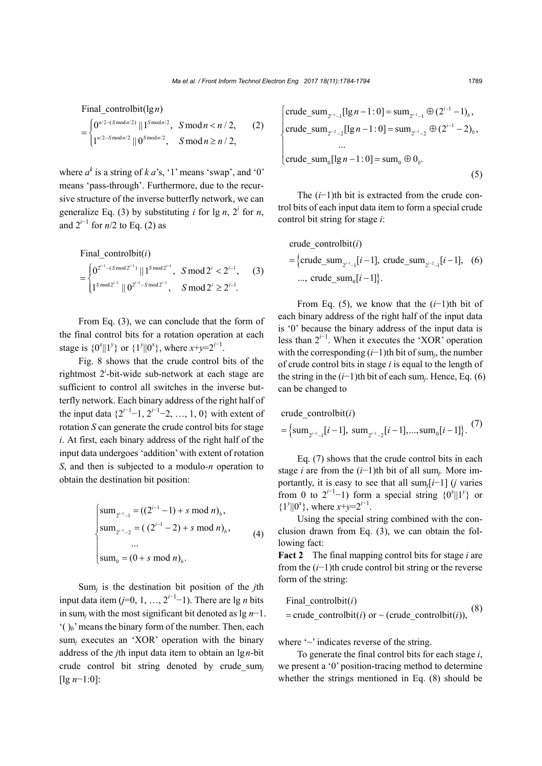$$\text{Final\_controlbit}(\lg n) = \begin{cases} 0^{n/2-(S \bmod n/2)} \,||\, 1^{S \bmod n/2}, & S \bmod n < n/2, \\ 1^{n/2 - S \bmod n/2} \,||\, 0^{S \bmod n/2}, & S \bmod n \geq n/2, \end{cases} \tag{2}$$

where $a^k$ is a string of $k$ $a$'s, '1' means 'swap', and '0' means 'pass-through'. Furthermore, due to the recursive structure of the inverse butterfly network, we can generalize Eq. (3) by substituting $i$ for $\lg n$, $2^i$ for $n$, and $2^{i-1}$ for $n/2$ to Eq. (2) as

$$\text{Final\_controlbit}(i) = \begin{cases} 0^{2^{i-1}-(S \bmod 2^{i-1})} \,||\, 1^{S \bmod 2^{i-1}}, & S \bmod 2^i < 2^{i-1}, \\ 1^{S \bmod 2^{i-1}} \,||\, 0^{2^{i-1} - S \bmod 2^{i-1}}, & S \bmod 2^i \geq 2^{i-1}. \end{cases} \tag{3}$$

From Eq. (3), we can conclude that the form of the final control bits for a rotation operation at each stage is $\{0^x||1^y\}$ or $\{1^y||0^x\}$, where $x+y=2^{i-1}$.

Fig. 8 shows that the crude control bits of the rightmost $2^i$-bit-wide sub-network at each stage are sufficient to control all switches in the inverse butterfly network. Each binary address of the right half of the input data $\{2^{i-1}-1, 2^{i-1}-2, \ldots, 1, 0\}$ with extent of rotation $S$ can generate the crude control bits for stage $i$. At first, each binary address of the right half of the input data undergoes 'addition' with extent of rotation $S$, and then is subjected to a modulo-$n$ operation to obtain the destination bit position:

$$\begin{cases} \text{sum}_{2^{i-1}-1} = ((2^{i-1}-1) + s \bmod n)_b, \\ \text{sum}_{2^{i-1}-2} = ((2^{i-1}-2) + s \bmod n)_b, \\ \quad \ldots \\ \text{sum}_0 = (0 + s \bmod n)_b. \end{cases} \tag{4}$$

$\text{Sum}_j$ is the destination bit position of the $j$th input data item ($j$=0, 1, …, $2^{i-1}-1$). There are $\lg n$ bits in $\text{sum}_j$ with the most significant bit denoted as $\lg n-1$. '$(\,)_b$' means the binary form of the number. Then, each $\text{sum}_j$ executes an 'XOR' operation with the binary address of the $j$th input data item to obtain an $\lg n$-bit crude control bit string denoted by $\text{crude\_sum}_j[\lg n-1:0]$:

$$\begin{cases} \text{crude\_sum}_{2^{i-1}-1}[\lg n-1:0] = \text{sum}_{2^{i-1}-1} \oplus (2^{i-1}-1)_b, \\ \text{crude\_sum}_{2^{i-2}-2}[\lg n-1:0] = \text{sum}_{2^{i-1}-2} \oplus (2^{i-1}-2)_b, \\ \quad \ldots \\ \text{crude\_sum}_0[\lg n-1:0] = \text{sum}_0 \oplus 0_b. \end{cases} \tag{5}$$

The $(i-1)$th bit is extracted from the crude control bits of each input data item to form a special crude control bit string for stage $i$:

$$\text{crude\_controlbit}(i) = \left\{\text{crude\_sum}_{2^{i-1}-1}[i-1],\ \text{crude\_sum}_{2^{i-2}-1}[i-1],\ \ldots,\ \text{crude\_sum}_0[i-1]\right\}. \tag{6}$$

From Eq. (5), we know that the $(i-1)$th bit of each binary address of the right half of the input data is '0' because the binary address of the input data is less than $2^{i-1}$. When it executes the 'XOR' operation with the corresponding $(i-1)$th bit of $\text{sum}_j$, the number of crude control bits in stage $i$ is equal to the length of the string in the $(i-1)$th bit of each $\text{sum}_j$. Hence, Eq. (6) can be changed to

$$\text{crude\_controlbit}(i) = \left\{\text{sum}_{2^{i-1}-1}[i-1],\ \text{sum}_{2^{i-1}-2}[i-1], \ldots, \text{sum}_0[i-1]\right\}. \tag{7}$$

Eq. (7) shows that the crude control bits in each stage $i$ are from the $(i-1)$th bit of all $\text{sum}_j$. More importantly, it is easy to see that all $\text{sum}_j[i-1]$ ($j$ varies from 0 to $2^{i-1}-1$) form a special string $\{0^x||1^y\}$ or $\{1^y||0^x\}$, where $x+y=2^{i-1}$.

Using the special string combined with the conclusion drawn from Eq. (3), we can obtain the following fact:

**Fact 2** The final mapping control bits for stage $i$ are from the $(i-1)$th crude control bit string or the reverse form of the string:

$$\text{Final\_controlbit}(i) = \text{crude\_controlbit}(i) \text{ or } \sim(\text{crude\_controlbit}(i)), \tag{8}$$

where '~' indicates reverse of the string.

To generate the final control bits for each stage $i$, we present a '0' position-tracing method to determine whether the strings mentioned in Eq. (8) should be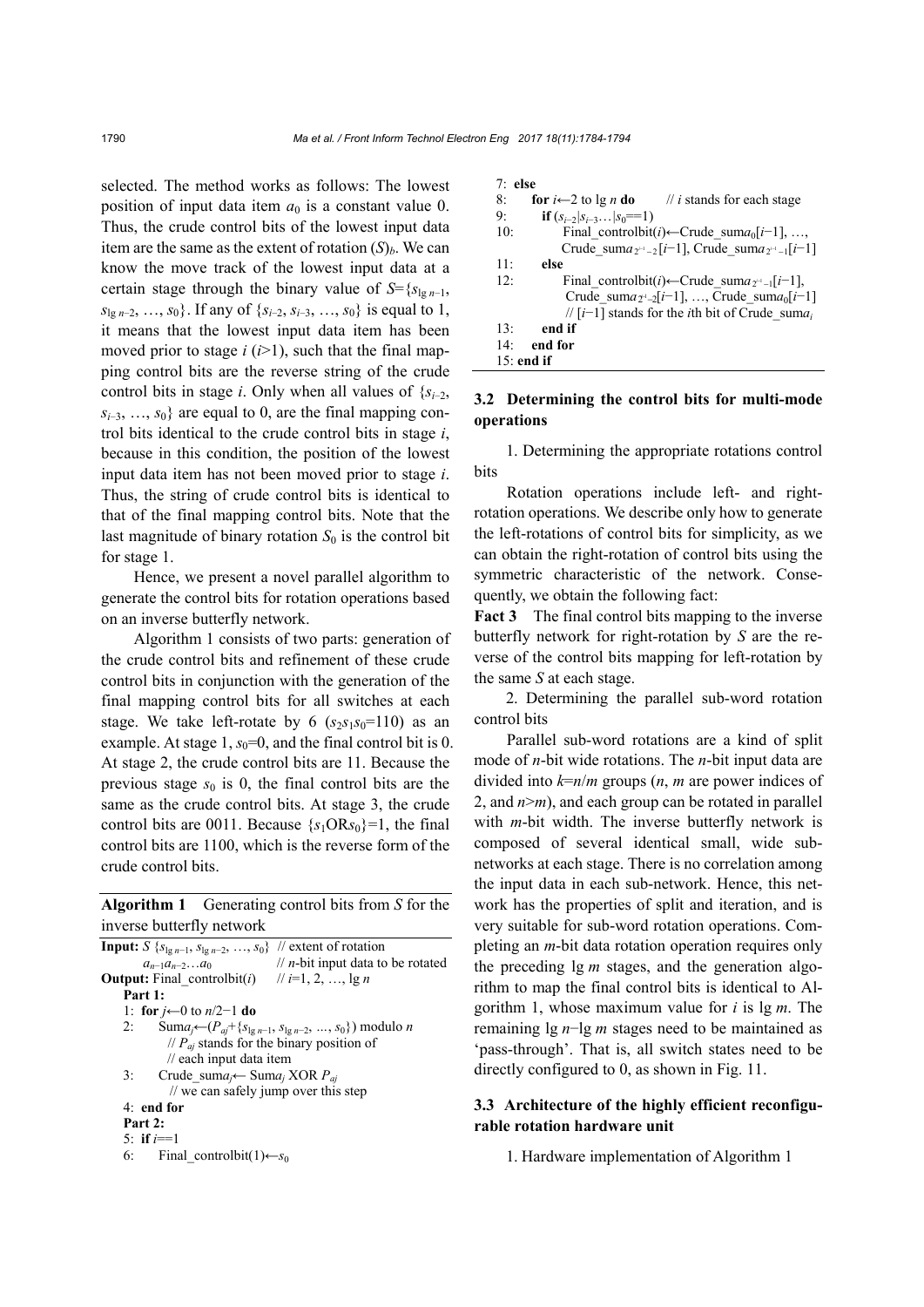selected. The method works as follows: The lowest position of input data item $a_0$ is a constant value 0. Thus, the crude control bits of the lowest input data item are the same as the extent of rotation $(S)_b$. We can know the move track of the lowest input data at a certain stage through the binary value of $S=\{s_{\lg n-1}, s_{\lg n-2}, \ldots, s_0\}$. If any of $\{s_{i-2}, s_{i-3}, \ldots, s_0\}$ is equal to 1, it means that the lowest input data item has been moved prior to stage $i$ ($i$>1), such that the final mapping control bits are the reverse string of the crude control bits in stage $i$. Only when all values of $\{s_{i-2}, s_{i-3}, \ldots, s_0\}$ are equal to 0, are the final mapping control bits identical to the crude control bits in stage $i$, because in this condition, the position of the lowest input data item has not been moved prior to stage $i$. Thus, the string of crude control bits is identical to that of the final mapping control bits. Note that the last magnitude of binary rotation $S_0$ is the control bit for stage 1.

Hence, we present a novel parallel algorithm to generate the control bits for rotation operations based on an inverse butterfly network.

Algorithm 1 consists of two parts: generation of the crude control bits and refinement of these crude control bits in conjunction with the generation of the final mapping control bits for all switches at each stage. We take left-rotate by 6 ($s_2s_1s_0$=110) as an example. At stage 1, $s_0$=0, and the final control bit is 0. At stage 2, the crude control bits are 11. Because the previous stage $s_0$ is 0, the final control bits are the same as the crude control bits. At stage 3, the crude control bits are 0011. Because $\{s_1 \text{OR} s_0\}$=1, the final control bits are 1100, which is the reverse form of the crude control bits.

**Algorithm 1** Generating control bits from $S$ for the inverse butterfly network

```
Input: S {s_{lg n−1}, s_{lg n−2}, …, s_0}   // extent of rotation
       a_{n−1}a_{n−2}…a_0                   // n-bit input data to be rotated
Output: Final_controlbit(i)                 // i=1, 2, …, lg n
  Part 1:
  1: for j←0 to n/2−1 do
  2:    Suma_j←(P_aj+{s_{lg n−1}, s_{lg n−2}, ..., s_0}) modulo n
           // P_aj stands for the binary position of
           // each input data item
  3:    Crude_suma_j← Suma_j XOR P_aj
           // we can safely jump over this step
  4: end for
  Part 2:
  5: if i==1
  6:    Final_controlbit(1)←s_0
  7: else
  8:    for i←2 to lg n do        // i stands for each stage
  9:       if (s_{i−2}|s_{i−3}…|s_0==1)
  10:         Final_controlbit(i)←Crude_suma_0[i−1], …,
              Crude_suma_{2^{i−1}−2}[i−1], Crude_suma_{2^{i−1}−1}[i−1]
  11:      else
  12:         Final_controlbit(i)←Crude_suma_{2^{i−1}−1}[i−1],
              Crude_suma_{2^{i−1}−2}[i−1], …, Crude_suma_0[i−1]
              // [i−1] stands for the ith bit of Crude_suma_i
  13:      end if
  14:   end for
  15: end if
```

### 3.2 Determining the control bits for multi-mode operations

1. Determining the appropriate rotations control bits

Rotation operations include left- and right-rotation operations. We describe only how to generate the left-rotations of control bits for simplicity, as we can obtain the right-rotation of control bits using the symmetric characteristic of the network. Consequently, we obtain the following fact:

**Fact 3** The final control bits mapping to the inverse butterfly network for right-rotation by $S$ are the reverse of the control bits mapping for left-rotation by the same $S$ at each stage.

2. Determining the parallel sub-word rotation control bits

Parallel sub-word rotations are a kind of split mode of $n$-bit wide rotations. The $n$-bit input data are divided into $k$=$n$/$m$ groups ($n$, $m$ are power indices of 2, and $n$>$m$), and each group can be rotated in parallel with $m$-bit width. The inverse butterfly network is composed of several identical small, wide sub-networks at each stage. There is no correlation among the input data in each sub-network. Hence, this network has the properties of split and iteration, and is very suitable for sub-word rotation operations. Completing an $m$-bit data rotation operation requires only the preceding lg $m$ stages, and the generation algorithm to map the final control bits is identical to Algorithm 1, whose maximum value for $i$ is lg $m$. The remaining lg $n$−lg $m$ stages need to be maintained as 'pass-through'. That is, all switch states need to be directly configured to 0, as shown in Fig. 11.

### 3.3 Architecture of the highly efficient reconfigurable rotation hardware unit

1. Hardware implementation of Algorithm 1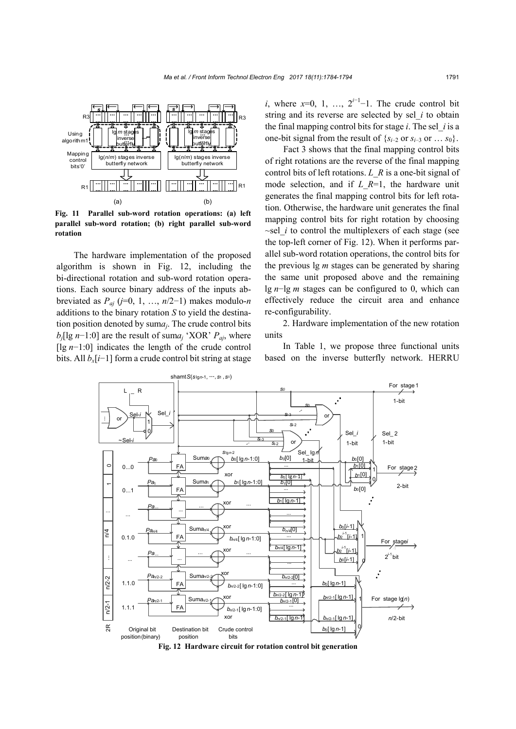Fig. 11 Parallel sub-word rotation operations: (a) left parallel sub-word rotation; (b) right parallel sub-word rotation

The hardware implementation of the proposed algorithm is shown in Fig. 12, including the bi-directional rotation and sub-word rotation operations. Each source binary address of the inputs abbreviated as $P_{aj}$ ($j$=0, 1, …, $n$/2−1) makes modulo-$n$ additions to the binary rotation $S$ to yield the destination position denoted by $\mathrm{suma}_j$. The crude control bits $b_j[\lg n-1:0]$ are the result of $\mathrm{suma}_j$ 'XOR' $P_{aj}$, where $[\lg n-1:0]$ indicates the length of the crude control bits. All $b_x[i-1]$ form a crude control bit string at stage $i$, where $x$=0, 1, …, $2^{i-1}-1$. The crude control bit string and its reverse are selected by sel_$i$ to obtain the final mapping control bits for stage $i$. The sel_$i$ is a one-bit signal from the result of $\{s_{i-2}$ or $s_{i-3}$ or … $s_0\}$.

Fact 3 shows that the final mapping control bits of right rotations are the reverse of the final mapping control bits of left rotations. $L\_R$ is a one-bit signal of mode selection, and if $L\_R$=1, the hardware unit generates the final mapping control bits for left rotation. Otherwise, the hardware unit generates the final mapping control bits for right rotation by choosing ~sel_$i$ to control the multiplexers of each stage (see the top-left corner of Fig. 12). When it performs parallel sub-word rotation operations, the control bits for the previous lg $m$ stages can be generated by sharing the same unit proposed above and the remaining lg $n$−lg $m$ stages can be configured to 0, which can effectively reduce the circuit area and enhance re-configurability.

2. Hardware implementation of the new rotation units

In Table 1, we propose three functional units based on the inverse butterfly network. HERRU

Fig. 12 Hardware circuit for rotation control bit generation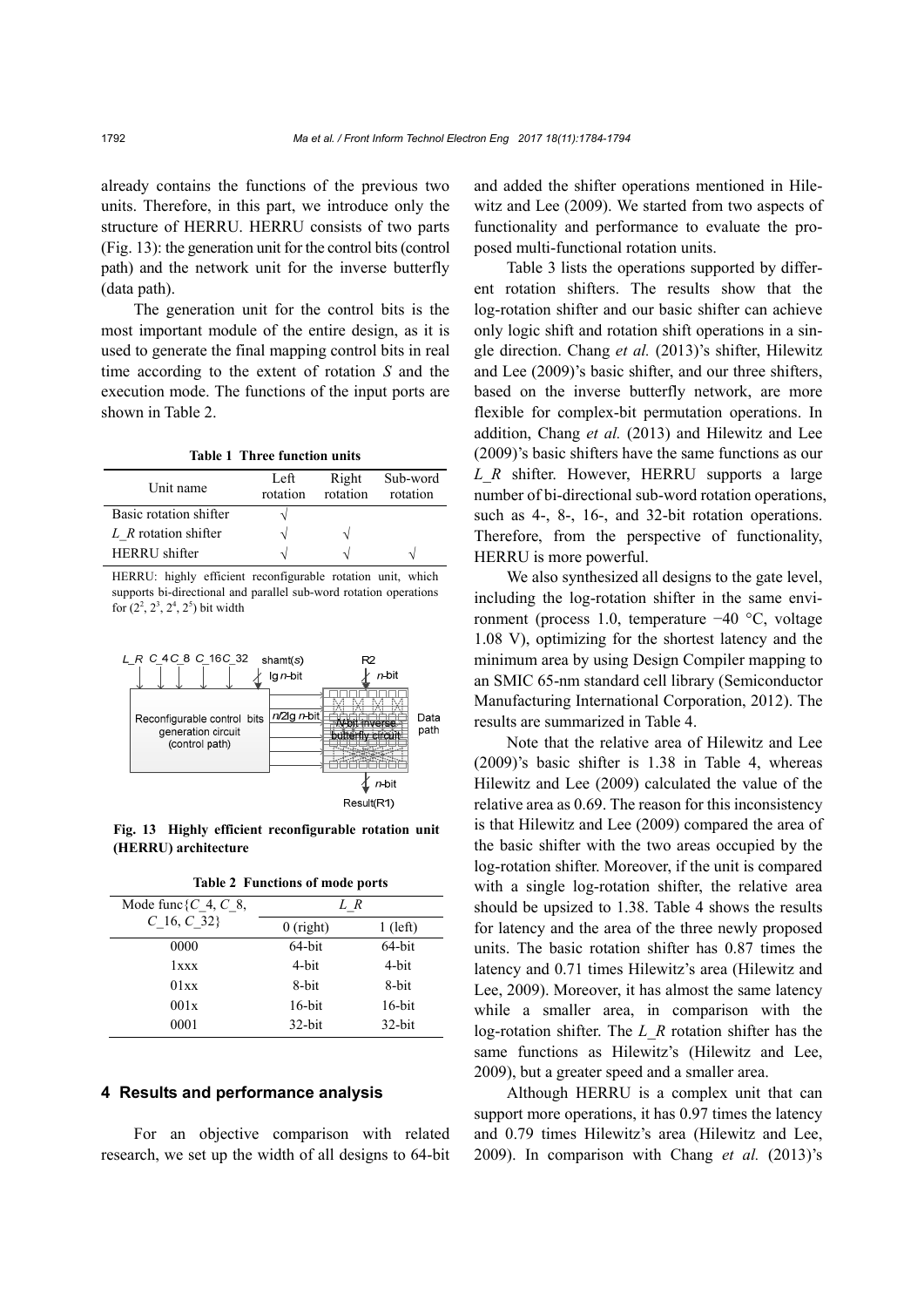already contains the functions of the previous two units. Therefore, in this part, we introduce only the structure of HERRU. HERRU consists of two parts (Fig. 13): the generation unit for the control bits (control path) and the network unit for the inverse butterfly (data path).

The generation unit for the control bits is the most important module of the entire design, as it is used to generate the final mapping control bits in real time according to the extent of rotation *S* and the execution mode. The functions of the input ports are shown in Table 2.

**Table 1 Three function units**

| Unit name | Left rotation | Right rotation | Sub-word rotation |
|---|---|---|---|
| Basic rotation shifter | √ | | |
| *L_R* rotation shifter | √ | √ | |
| HERRU shifter | √ | √ | √ |

HERRU: highly efficient reconfigurable rotation unit, which supports bi-directional and parallel sub-word rotation operations for ($2^2$, $2^3$, $2^4$, $2^5$) bit width

**Fig. 13 Highly efficient reconfigurable rotation unit (HERRU) architecture**

**Table 2 Functions of mode ports**

| Mode func{*C*_4, *C*_8, *C*_16, *C*_32} | *L_R* | |
|---|---|---|
| | 0 (right) | 1 (left) |
| 0000 | 64-bit | 64-bit |
| 1xxx | 4-bit | 4-bit |
| 01xx | 8-bit | 8-bit |
| 001x | 16-bit | 16-bit |
| 0001 | 32-bit | 32-bit |

## 4 Results and performance analysis

For an objective comparison with related research, we set up the width of all designs to 64-bit and added the shifter operations mentioned in Hilewitz and Lee (2009). We started from two aspects of functionality and performance to evaluate the proposed multi-functional rotation units.

Table 3 lists the operations supported by different rotation shifters. The results show that the log-rotation shifter and our basic shifter can achieve only logic shift and rotation shift operations in a single direction. Chang *et al.* (2013)'s shifter, Hilewitz and Lee (2009)'s basic shifter, and our three shifters, based on the inverse butterfly network, are more flexible for complex-bit permutation operations. In addition, Chang *et al.* (2013) and Hilewitz and Lee (2009)'s basic shifters have the same functions as our *L_R* shifter. However, HERRU supports a large number of bi-directional sub-word rotation operations, such as 4-, 8-, 16-, and 32-bit rotation operations. Therefore, from the perspective of functionality, HERRU is more powerful.

We also synthesized all designs to the gate level, including the log-rotation shifter in the same environment (process 1.0, temperature −40 °C, voltage 1.08 V), optimizing for the shortest latency and the minimum area by using Design Compiler mapping to an SMIC 65-nm standard cell library (Semiconductor Manufacturing International Corporation, 2012). The results are summarized in Table 4.

Note that the relative area of Hilewitz and Lee (2009)'s basic shifter is 1.38 in Table 4, whereas Hilewitz and Lee (2009) calculated the value of the relative area as 0.69. The reason for this inconsistency is that Hilewitz and Lee (2009) compared the area of the basic shifter with the two areas occupied by the log-rotation shifter. Moreover, if the unit is compared with a single log-rotation shifter, the relative area should be upsized to 1.38. Table 4 shows the results for latency and the area of the three newly proposed units. The basic rotation shifter has 0.87 times the latency and 0.71 times Hilewitz's area (Hilewitz and Lee, 2009). Moreover, it has almost the same latency while a smaller area, in comparison with the log-rotation shifter. The *L_R* rotation shifter has the same functions as Hilewitz's (Hilewitz and Lee, 2009), but a greater speed and a smaller area.

Although HERRU is a complex unit that can support more operations, it has 0.97 times the latency and 0.79 times Hilewitz's area (Hilewitz and Lee, 2009). In comparison with Chang *et al.* (2013)'s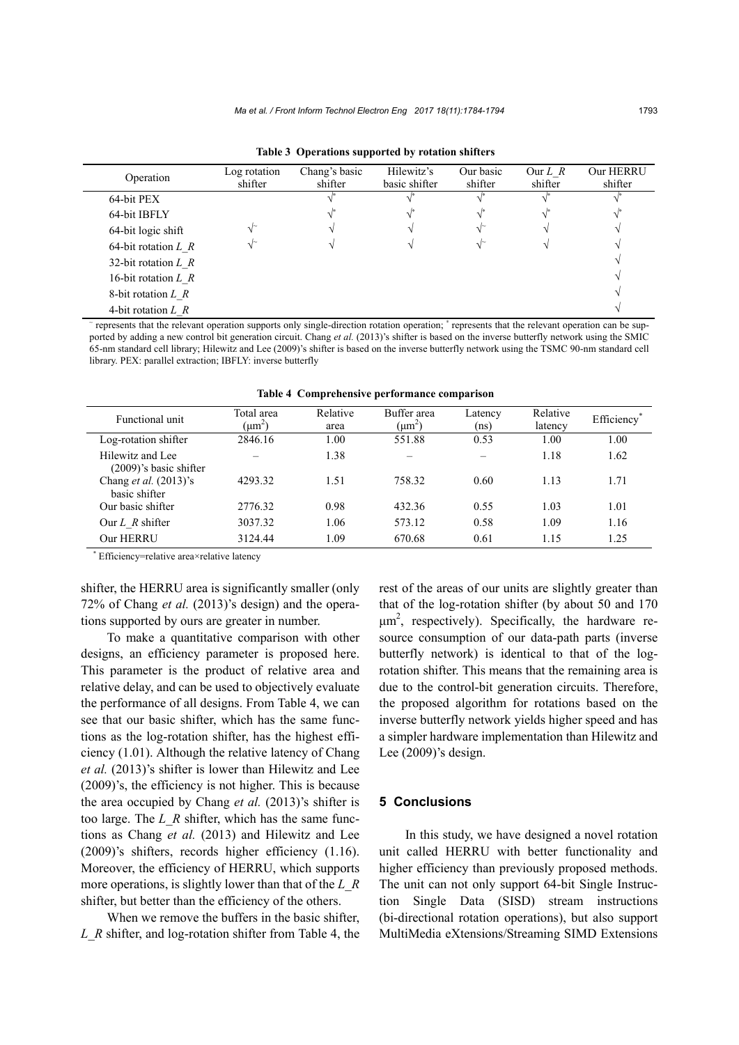**Table 3 Operations supported by rotation shifters**

| Operation | Log rotation shifter | Chang's basic shifter | Hilewitz's basic shifter | Our basic shifter | Our *L_R* shifter | Our HERRU shifter |
|---|---|---|---|---|---|---|
| 64-bit PEX | | √* | √* | √* | √* | √* |
| 64-bit IBFLY | | √* | √* | √* | √* | √* |
| 64-bit logic shift | √⁻ | √ | √ | √⁻ | √ | √ |
| 64-bit rotation *L_R* | √⁻ | √ | √ | √⁻ | √ | √ |
| 32-bit rotation *L_R* | | | | | | √ |
| 16-bit rotation *L_R* | | | | | | √ |
| 8-bit rotation *L_R* | | | | | | √ |
| 4-bit rotation *L_R* | | | | | | √ |

⁻ represents that the relevant operation supports only single-direction rotation operation; * represents that the relevant operation can be supported by adding a new control bit generation circuit. Chang *et al.* (2013)'s shifter is based on the inverse butterfly network using the SMIC 65-nm standard cell library; Hilewitz and Lee (2009)'s shifter is based on the inverse butterfly network using the TSMC 90-nm standard cell library. PEX: parallel extraction; IBFLY: inverse butterfly

**Table 4 Comprehensive performance comparison**

| Functional unit | Total area ($\mu m^2$) | Relative area | Buffer area ($\mu m^2$) | Latency (ns) | Relative latency | Efficiency* |
|---|---|---|---|---|---|---|
| Log-rotation shifter | 2846.16 | 1.00 | 551.88 | 0.53 | 1.00 | 1.00 |
| Hilewitz and Lee (2009)'s basic shifter | – | 1.38 | – | – | 1.18 | 1.62 |
| Chang *et al.* (2013)'s basic shifter | 4293.32 | 1.51 | 758.32 | 0.60 | 1.13 | 1.71 |
| Our basic shifter | 2776.32 | 0.98 | 432.36 | 0.55 | 1.03 | 1.01 |
| Our *L_R* shifter | 3037.32 | 1.06 | 573.12 | 0.58 | 1.09 | 1.16 |
| Our HERRU | 3124.44 | 1.09 | 670.68 | 0.61 | 1.15 | 1.25 |

* Efficiency=relative area×relative latency

shifter, the HERRU area is significantly smaller (only 72% of Chang *et al.* (2013)'s design) and the operations supported by ours are greater in number.

To make a quantitative comparison with other designs, an efficiency parameter is proposed here. This parameter is the product of relative area and relative delay, and can be used to objectively evaluate the performance of all designs. From Table 4, we can see that our basic shifter, which has the same functions as the log-rotation shifter, has the highest efficiency (1.01). Although the relative latency of Chang *et al.* (2013)'s shifter is lower than Hilewitz and Lee (2009)'s, the efficiency is not higher. This is because the area occupied by Chang *et al.* (2013)'s shifter is too large. The *L_R* shifter, which has the same functions as Chang *et al.* (2013) and Hilewitz and Lee (2009)'s shifters, records higher efficiency (1.16). Moreover, the efficiency of HERRU, which supports more operations, is slightly lower than that of the *L_R* shifter, but better than the efficiency of the others.

When we remove the buffers in the basic shifter, *L_R* shifter, and log-rotation shifter from Table 4, the rest of the areas of our units are slightly greater than that of the log-rotation shifter (by about 50 and 170 $\mu m^2$, respectively). Specifically, the hardware resource consumption of our data-path parts (inverse butterfly network) is identical to that of the log-rotation shifter. This means that the remaining area is due to the control-bit generation circuits. Therefore, the proposed algorithm for rotations based on the inverse butterfly network yields higher speed and has a simpler hardware implementation than Hilewitz and Lee (2009)'s design.

## 5 Conclusions

In this study, we have designed a novel rotation unit called HERRU with better functionality and higher efficiency than previously proposed methods. The unit can not only support 64-bit Single Instruction Single Data (SISD) stream instructions (bi-directional rotation operations), but also support MultiMedia eXtensions/Streaming SIMD Extensions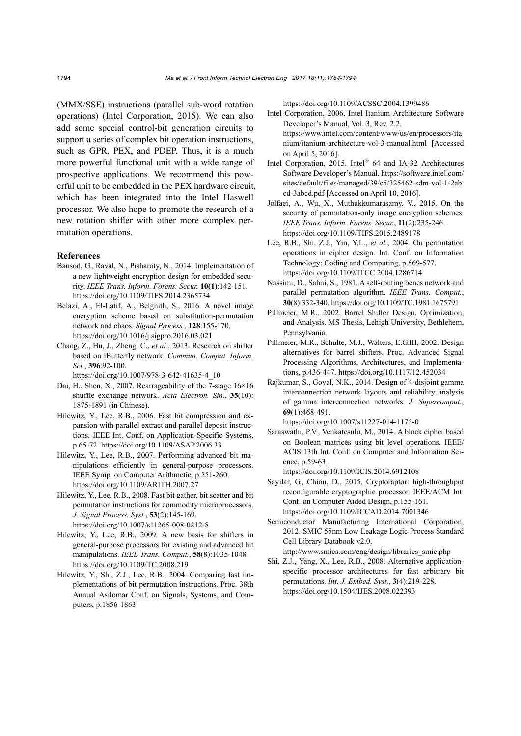(MMX/SSE) instructions (parallel sub-word rotation operations) (Intel Corporation, 2015). We can also add some special control-bit generation circuits to support a series of complex bit operation instructions, such as GPR, PEX, and PDEP. Thus, it is a much more powerful functional unit with a wide range of prospective applications. We recommend this powerful unit to be embedded in the PEX hardware circuit, which has been integrated into the Intel Haswell processor. We also hope to promote the research of a new rotation shifter with other more complex permutation operations.

## References

Bansod, G., Raval, N., Pisharoty, N., 2014. Implementation of a new lightweight encryption design for embedded security. *IEEE Trans. Inform. Forens. Secur.* **10(1)**:142-151. https://doi.org/10.1109/TIFS.2014.2365734

Belazi, A., El-Latif, A., Belghith, S., 2016. A novel image encryption scheme based on substitution-permutation network and chaos. *Signal Process.*, **128**:155-170. https://doi.org/10.1016/j.sigpro.2016.03.021

Chang, Z., Hu, J., Zheng, C., *et al.*, 2013. Research on shifter based on iButterfly network. *Commun. Comput. Inform. Sci.*, **396**:92-100. https://doi.org/10.1007/978-3-642-41635-4_10

Dai, H., Shen, X., 2007. Rearrageability of the 7-stage 16×16 shuffle exchange network. *Acta Electron. Sin.*, **35**(10): 1875-1891 (in Chinese).

Hilewitz, Y., Lee, R.B., 2006. Fast bit compression and expansion with parallel extract and parallel deposit instructions. IEEE Int. Conf. on Application-Specific Systems, p.65-72. https://doi.org/10.1109/ASAP.2006.33

Hilewitz, Y., Lee, R.B., 2007. Performing advanced bit manipulations efficiently in general-purpose processors. IEEE Symp. on Computer Arithmetic, p.251-260. https://doi.org/10.1109/ARITH.2007.27

Hilewitz, Y., Lee, R.B., 2008. Fast bit gather, bit scatter and bit permutation instructions for commodity microprocessors. *J. Signal Process. Syst.*, **53**(2):145-169. https://doi.org/10.1007/s11265-008-0212-8

Hilewitz, Y., Lee, R.B., 2009. A new basis for shifters in general-purpose processors for existing and advanced bit manipulations. *IEEE Trans. Comput.*, **58**(8):1035-1048. https://doi.org/10.1109/TC.2008.219

Hilewitz, Y., Shi, Z.J., Lee, R.B., 2004. Comparing fast implementations of bit permutation instructions. Proc. 38th Annual Asilomar Conf. on Signals, Systems, and Computers, p.1856-1863. https://doi.org/10.1109/ACSSC.2004.1399486

Intel Corporation, 2006. Intel Itanium Architecture Software Developer's Manual, Vol. 3, Rev. 2.2. https://www.intel.com/content/www/us/en/processors/itanium/itanium-architecture-vol-3-manual.html [Accessed on April 5, 2016].

Intel Corporation, 2015. Intel® 64 and IA-32 Architectures Software Developer's Manual. https://software.intel.com/sites/default/files/managed/39/c5/325462-sdm-vol-1-2abcd-3abcd.pdf [Accessed on April 10, 2016].

Jolfaei, A., Wu, X., Muthukkumarasamy, V., 2015. On the security of permutation-only image encryption schemes. *IEEE Trans. Inform. Forens. Secur.*, **11**(2):235-246. https://doi.org/10.1109/TIFS.2015.2489178

Lee, R.B., Shi, Z.J., Yin, Y.L., *et al.*, 2004. On permutation operations in cipher design. Int. Conf. on Information Technology: Coding and Computing, p.569-577. https://doi.org/10.1109/ITCC.2004.1286714

Nassimi, D., Sahni, S., 1981. A self-routing benes network and parallel permutation algorithm. *IEEE Trans. Comput.*, **30**(8):332-340. https://doi.org/10.1109/TC.1981.1675791

Pillmeier, M.R., 2002. Barrel Shifter Design, Optimization, and Analysis. MS Thesis, Lehigh University, Bethlehem, Pennsylvania.

Pillmeier, M.R., Schulte, M.J., Walters, E.G.III, 2002. Design alternatives for barrel shifters. Proc. Advanced Signal Processing Algorithms, Architectures, and Implementations, p.436-447. https://doi.org/10.1117/12.452034

Rajkumar, S., Goyal, N.K., 2014. Design of 4-disjoint gamma interconnection network layouts and reliability analysis of gamma interconnection networks. *J. Supercomput.*, **69**(1):468-491. https://doi.org/10.1007/s11227-014-1175-0

Saraswathi, P.V., Venkatesulu, M., 2014. A block cipher based on Boolean matrices using bit level operations. IEEE/ACIS 13th Int. Conf. on Computer and Information Science, p.59-63. https://doi.org/10.1109/ICIS.2014.6912108

Sayilar, G., Chiou, D., 2015. Cryptoraptor: high-throughput reconfigurable cryptographic processor. IEEE/ACM Int. Conf. on Computer-Aided Design, p.155-161. https://doi.org/10.1109/ICCAD.2014.7001346

Semiconductor Manufacturing International Corporation, 2012. SMIC 55nm Low Leakage Logic Process Standard Cell Library Databook v2.0. http://www.smics.com/eng/design/libraries_smic.php

Shi, Z.J., Yang, X., Lee, R.B., 2008. Alternative application-specific processor architectures for fast arbitrary bit permutations. *Int. J. Embed. Syst.*, **3**(4):219-228. https://doi.org/10.1504/IJES.2008.022393